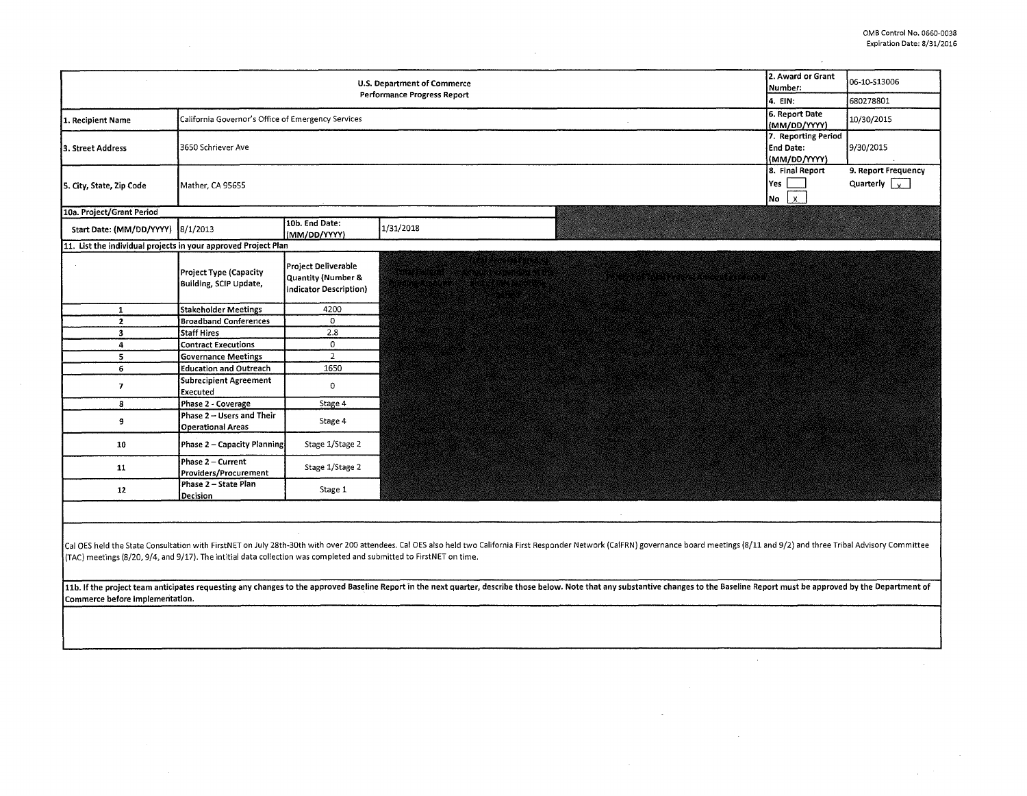OMB Control No. 0660-0038
Expiration Date: 8/31/2016

| U.S. Department of Commerce Performance Progress Report | | 2. Award or Grant Number: | 06-10-S13006 |
|---|---|---|---|
| | | 4. EIN: | 680278801 |
| 1. Recipient Name | California Governor's Office of Emergency Services | 6. Report Date (MM/DD/YYYY) | 10/30/2015 |
| 3. Street Address | 3650 Schriever Ave | 7. Reporting Period End Date: (MM/DD/YYYY) | 9/30/2015 |
| 5. City, State, Zip Code | Mather, CA 95655 | 8. Final Report Yes [ ] No [x] | 9. Report Frequency Quarterly [x] |

**10a. Project/Grant Period**

| Start Date: (MM/DD/YYYY) | 8/1/2013 | 10b. End Date: (MM/DD/YYYY) | 1/31/2018 |
|---|---|---|---|

**11. List the individual projects in your approved Project Plan**

| | Project Type (Capacity Building, SCIP Update, | Project Deliverable Quantity (Number & Indicator Description) |
|---|---|---|
| 1 | Stakeholder Meetings | 4200 |
| 2 | Broadband Conferences | 0 |
| 3 | Staff Hires | 2.8 |
| 4 | Contract Executions | 0 |
| 5 | Governance Meetings | 2 |
| 6 | Education and Outreach | 1650 |
| 7 | Subrecipient Agreement Executed | 0 |
| 8 | Phase 2 - Coverage | Stage 4 |
| 9 | Phase 2 – Users and Their Operational Areas | Stage 4 |
| 10 | Phase 2 – Capacity Planning | Stage 1/Stage 2 |
| 11 | Phase 2 – Current Providers/Procurement | Stage 1/Stage 2 |
| 12 | Phase 2 – State Plan Decision | Stage 1 |

Cal OES held the State Consultation with FirstNET on July 28th-30th with over 200 attendees. Cal OES also held two California First Responder Network (CalFRN) governance board meetings (8/11 and 9/2) and three Tribal Advisory Committee (TAC) meetings (8/20, 9/4, and 9/17). The intitial data collection was completed and submitted to FirstNET on time.

**11b. If the project team anticipates requesting any changes to the approved Baseline Report in the next quarter, describe those below. Note that any substantive changes to the Baseline Report must be approved by the Department of Commerce before implementation.**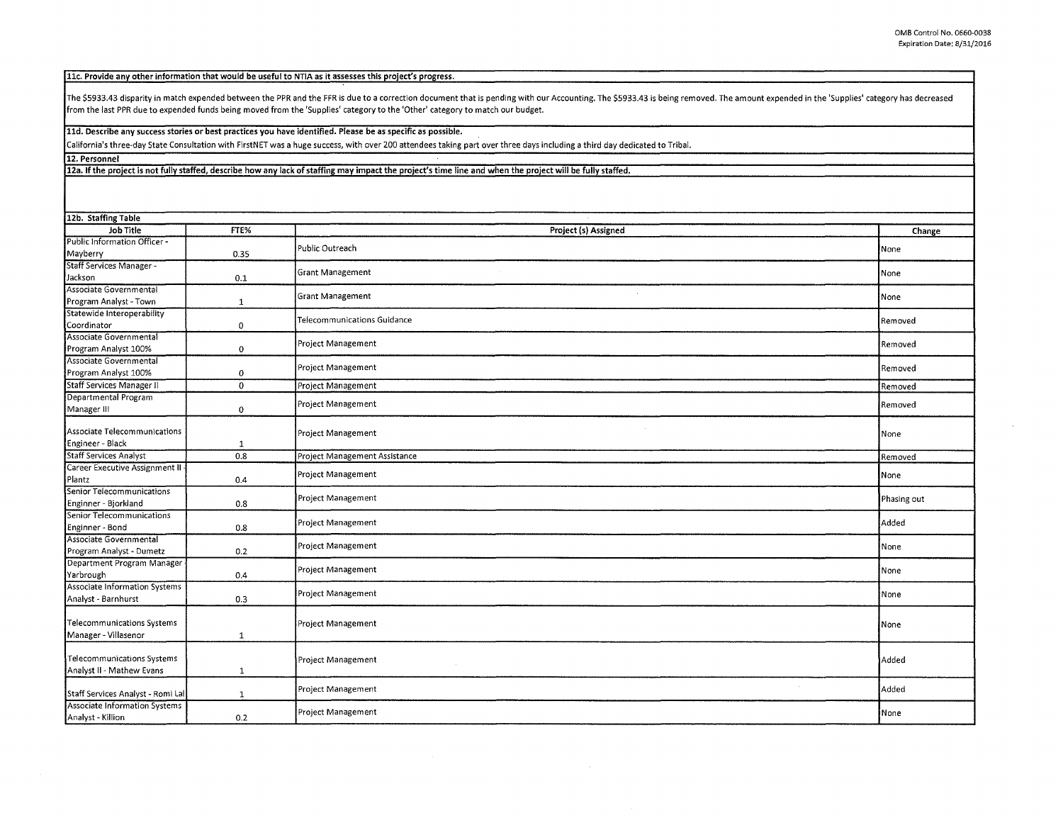**11c. Provide any other information that would be useful to NTIA as it assesses this project's progress.**

The $5933.43 disparity in match expended between the PPR and the FFR is due to a correction document that is pending with our Accounting. The $5933.43 is being removed. The amount expended in the 'Supplies' category has decreased from the last PPR due to expended funds being moved from the 'Supplies' category to the 'Other' category to match our budget.

**11d. Describe any success stories or best practices you have identified. Please be as specific as possible.**

California's three-day State Consultation with FirstNET was a huge success, with over 200 attendees taking part over three days including a third day dedicated to Tribal.

**12. Personnel**

**12a. If the project is not fully staffed, describe how any lack of staffing may impact the project's time line and when the project will be fully staffed.**

**12b. Staffing Table**

| Job Title | FTE% | Project (s) Assigned | Change |
|---|---|---|---|
| Public Information Officer - Mayberry | 0.35 | Public Outreach | None |
| Staff Services Manager - Jackson | 0.1 | Grant Management | None |
| Associate Governmental Program Analyst - Town | 1 | Grant Management | None |
| Statewide Interoperability Coordinator | 0 | Telecommunications Guidance | Removed |
| Associate Governmental Program Analyst 100% | 0 | Project Management | Removed |
| Associate Governmental Program Analyst 100% | 0 | Project Management | Removed |
| Staff Services Manager II | 0 | Project Management | Removed |
| Departmental Program Manager III | 0 | Project Management | Removed |
| Associate Telecommunications Engineer - Black | 1 | Project Management | None |
| Staff Services Analyst | 0.8 | Project Management Assistance | Removed |
| Career Executive Assignment II - Plantz | 0.4 | Project Management | None |
| Senior Telecommunications Enginner - Bjorkland | 0.8 | Project Management | Phasing out |
| Senior Telecommunications Enginner - Bond | 0.8 | Project Management | Added |
| Associate Governmental Program Analyst - Dumetz | 0.2 | Project Management | None |
| Department Program Manager - Yarbrough | 0.4 | Project Management | None |
| Associate Information Systems Analyst - Barnhurst | 0.3 | Project Management | None |
| Telecommunications Systems Manager - Villasenor | 1 | Project Management | None |
| Telecommunications Systems Analyst II - Mathew Evans | 1 | Project Management | Added |
| Staff Services Analyst - Romi Lal | 1 | Project Management | Added |
| Associate Information Systems Analyst - Killion | 0.2 | Project Management | None |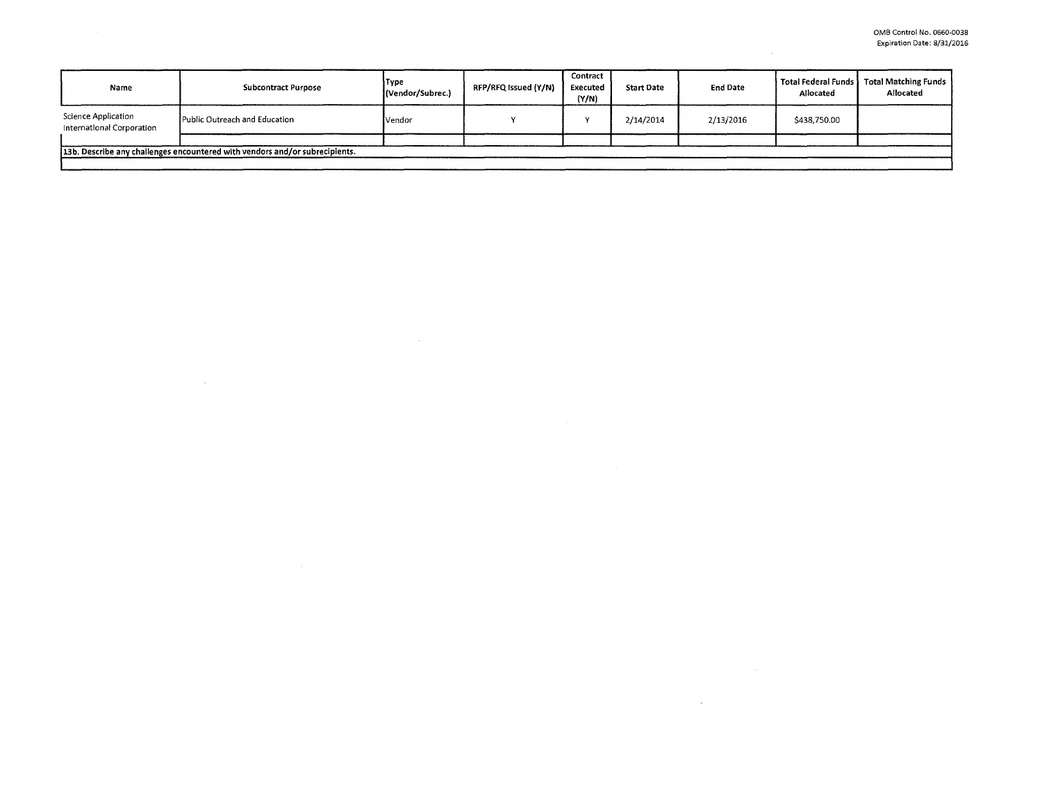| Name | Subcontract Purpose | Type (Vendor/Subrec.) | RFP/RFQ Issued (Y/N) | Contract Executed (Y/N) | Start Date | End Date | Total Federal Funds Allocated | Total Matching Funds Allocated |
|---|---|---|---|---|---|---|---|---|
| Science Application International Corporation | Public Outreach and Education | Vendor | Y | Y | 2/14/2014 | 2/13/2016 | $438,750.00 | |
| | | | | | | | | |

**13b. Describe any challenges encountered with vendors and/or subrecipients.**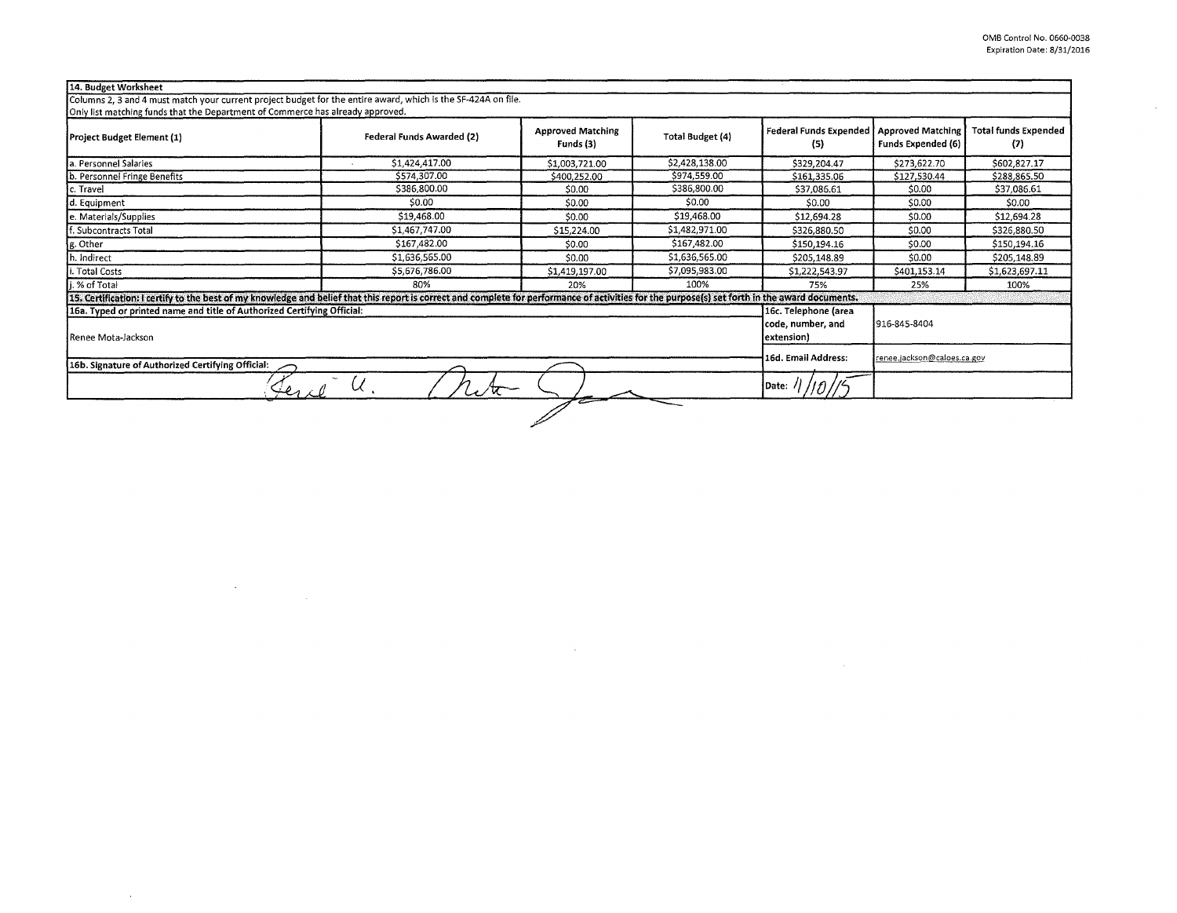OMB Control No. 0660-0038
Expiration Date: 8/31/2016

**14. Budget Worksheet**

Columns 2, 3 and 4 must match your current project budget for the entire award, which is the SF-424A on file.
Only list matching funds that the Department of Commerce has already approved.

| Project Budget Element (1) | Federal Funds Awarded (2) | Approved Matching Funds (3) | Total Budget (4) | Federal Funds Expended (5) | Approved Matching Funds Expended (6) | Total funds Expended (7) |
|---|---|---|---|---|---|---|
| a. Personnel Salaries | $1,424,417.00 | $1,003,721.00 | $2,428,138.00 | $329,204.47 | $273,622.70 | $602,827.17 |
| b. Personnel Fringe Benefits | $574,307.00 | $400,252.00 | $974,559.00 | $161,335.06 | $127,530.44 | $288,865.50 |
| c. Travel | $386,800.00 | $0.00 | $386,800.00 | $37,086.61 | $0.00 | $37,086.61 |
| d. Equipment | $0.00 | $0.00 | $0.00 | $0.00 | $0.00 | $0.00 |
| e. Materials/Supplies | $19,468.00 | $0.00 | $19,468.00 | $12,694.28 | $0.00 | $12,694.28 |
| f. Subcontracts Total | $1,467,747.00 | $15,224.00 | $1,482,971.00 | $326,880.50 | $0.00 | $326,880.50 |
| g. Other | $167,482.00 | $0.00 | $167,482.00 | $150,194.16 | $0.00 | $150,194.16 |
| h. Indirect | $1,636,565.00 | $0.00 | $1,636,565.00 | $205,148.89 | $0.00 | $205,148.89 |
| i. Total Costs | $5,676,786.00 | $1,419,197.00 | $7,095,983.00 | $1,222,543.97 | $401,153.14 | $1,623,697.11 |
| j. % of Total | 80% | 20% | 100% | 75% | 25% | 100% |

**15. Certification: I certify to the best of my knowledge and belief that this report is correct and complete for performance of activities for the purpose(s) set forth in the award documents.**

| | | |
|---|---|---|
| **16a. Typed or printed name and title of Authorized Certifying Official:** Renee Mota-Jackson | 16c. Telephone (area code, number, and extension) | 916-845-8404 |
| **16b. Signature of Authorized Certifying Official:** | 16d. Email Address: | renee.jackson@caloes.ca.gov |
| Renee U. Mota-Jackson | Date: 1/10/15 | |